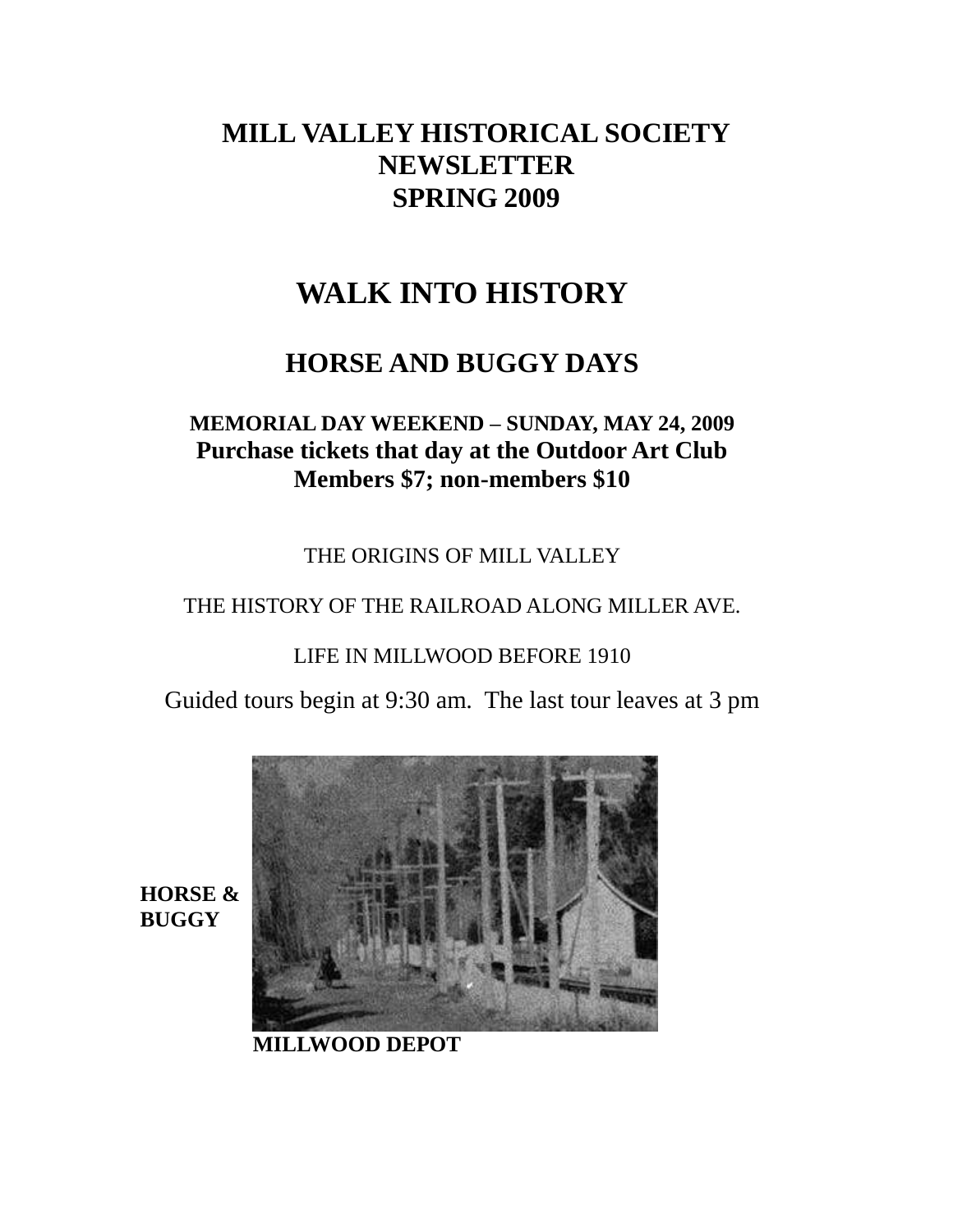# MILL VALLEY HISTORICAL SOCIETY NEWSLETTER SPRING 2009

## WALK INTO HISTORY

### HORSE AND BUGGY DAYS

**MEMORIAL DAY WEEKEND – SUNDAY, MAY 24, 2009**
**Purchase tickets that day at the Outdoor Art Club**
**Members $7; non-members $10**

THE ORIGINS OF MILL VALLEY

THE HISTORY OF THE RAILROAD ALONG MILLER AVE.

LIFE IN MILLWOOD BEFORE 1910

Guided tours begin at 9:30 am. The last tour leaves at 3 pm

**HORSE & BUGGY**

**MILLWOOD DEPOT**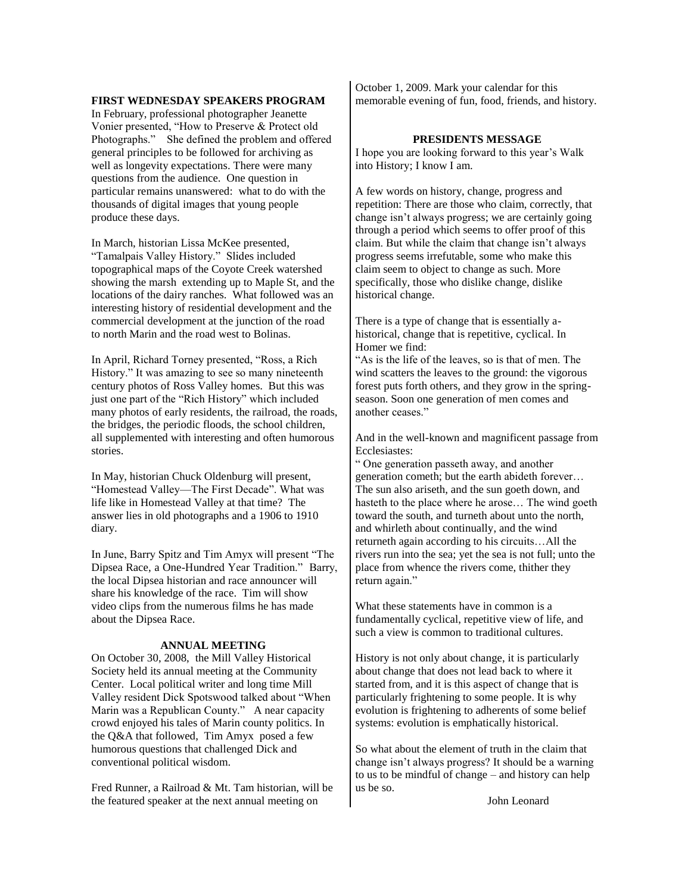## FIRST WEDNESDAY SPEAKERS PROGRAM

In February, professional photographer Jeanette Vonier presented, "How to Preserve & Protect old Photographs." She defined the problem and offered general principles to be followed for archiving as well as longevity expectations. There were many questions from the audience. One question in particular remains unanswered: what to do with the thousands of digital images that young people produce these days.

In March, historian Lissa McKee presented, "Tamalpais Valley History." Slides included topographical maps of the Coyote Creek watershed showing the marsh extending up to Maple St, and the locations of the dairy ranches. What followed was an interesting history of residential development and the commercial development at the junction of the road to north Marin and the road west to Bolinas.

In April, Richard Torney presented, "Ross, a Rich History." It was amazing to see so many nineteenth century photos of Ross Valley homes. But this was just one part of the "Rich History" which included many photos of early residents, the railroad, the roads, the bridges, the periodic floods, the school children, all supplemented with interesting and often humorous stories.

In May, historian Chuck Oldenburg will present, "Homestead Valley—The First Decade". What was life like in Homestead Valley at that time? The answer lies in old photographs and a 1906 to 1910 diary.

In June, Barry Spitz and Tim Amyx will present "The Dipsea Race, a One-Hundred Year Tradition." Barry, the local Dipsea historian and race announcer will share his knowledge of the race. Tim will show video clips from the numerous films he has made about the Dipsea Race.

## ANNUAL MEETING

On October 30, 2008, the Mill Valley Historical Society held its annual meeting at the Community Center. Local political writer and long time Mill Valley resident Dick Spotswood talked about "When Marin was a Republican County." A near capacity crowd enjoyed his tales of Marin county politics. In the Q&A that followed, Tim Amyx posed a few humorous questions that challenged Dick and conventional political wisdom.

Fred Runner, a Railroad & Mt. Tam historian, will be the featured speaker at the next annual meeting on October 1, 2009. Mark your calendar for this memorable evening of fun, food, friends, and history.

## PRESIDENTS MESSAGE

I hope you are looking forward to this year's Walk into History; I know I am.

A few words on history, change, progress and repetition: There are those who claim, correctly, that change isn't always progress; we are certainly going through a period which seems to offer proof of this claim. But while the claim that change isn't always progress seems irrefutable, some who make this claim seem to object to change as such. More specifically, those who dislike change, dislike historical change.

There is a type of change that is essentially a-historical, change that is repetitive, cyclical. In Homer we find:

"As is the life of the leaves, so is that of men. The wind scatters the leaves to the ground: the vigorous forest puts forth others, and they grow in the spring-season. Soon one generation of men comes and another ceases."

And in the well-known and magnificent passage from Ecclesiastes:

" One generation passeth away, and another generation cometh; but the earth abideth forever… The sun also ariseth, and the sun goeth down, and hasteth to the place where he arose… The wind goeth toward the south, and turneth about unto the north, and whirleth about continually, and the wind returneth again according to his circuits…All the rivers run into the sea; yet the sea is not full; unto the place from whence the rivers come, thither they return again."

What these statements have in common is a fundamentally cyclical, repetitive view of life, and such a view is common to traditional cultures.

History is not only about change, it is particularly about change that does not lead back to where it started from, and it is this aspect of change that is particularly frightening to some people. It is why evolution is frightening to adherents of some belief systems: evolution is emphatically historical.

So what about the element of truth in the claim that change isn't always progress? It should be a warning to us to be mindful of change – and history can help us be so.

John Leonard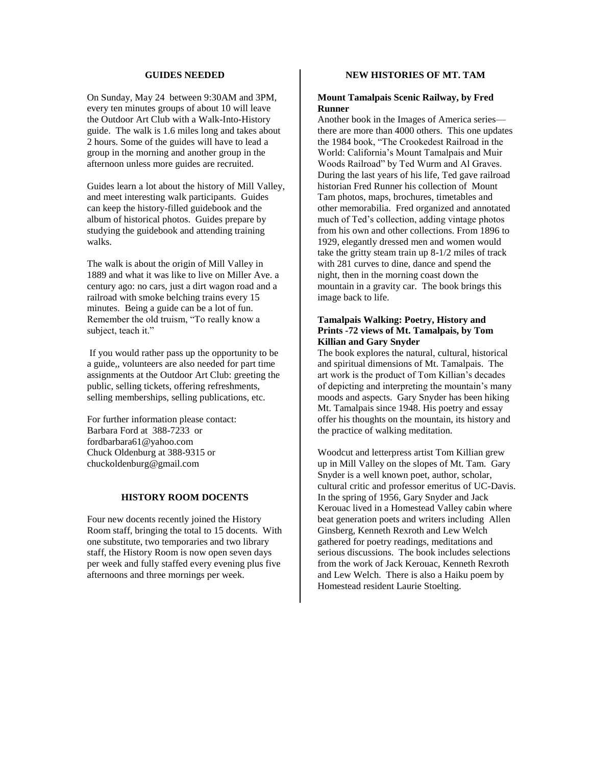## GUIDES NEEDED

On Sunday, May 24 between 9:30AM and 3PM, every ten minutes groups of about 10 will leave the Outdoor Art Club with a Walk-Into-History guide. The walk is 1.6 miles long and takes about 2 hours. Some of the guides will have to lead a group in the morning and another group in the afternoon unless more guides are recruited.

Guides learn a lot about the history of Mill Valley, and meet interesting walk participants. Guides can keep the history-filled guidebook and the album of historical photos. Guides prepare by studying the guidebook and attending training walks.

The walk is about the origin of Mill Valley in 1889 and what it was like to live on Miller Ave. a century ago: no cars, just a dirt wagon road and a railroad with smoke belching trains every 15 minutes. Being a guide can be a lot of fun. Remember the old truism, "To really know a subject, teach it."

If you would rather pass up the opportunity to be a guide,, volunteers are also needed for part time assignments at the Outdoor Art Club: greeting the public, selling tickets, offering refreshments, selling memberships, selling publications, etc.

For further information please contact:
Barbara Ford at 388-7233 or
fordbarbara61@yahoo.com
Chuck Oldenburg at 388-9315 or
chuckoldenburg@gmail.com

## HISTORY ROOM DOCENTS

Four new docents recently joined the History Room staff, bringing the total to 15 docents. With one substitute, two temporaries and two library staff, the History Room is now open seven days per week and fully staffed every evening plus five afternoons and three mornings per week.

## NEW HISTORIES OF MT. TAM

**Mount Tamalpais Scenic Railway, by Fred Runner**

Another book in the Images of America series—there are more than 4000 others. This one updates the 1984 book, "The Crookedest Railroad in the World: California's Mount Tamalpais and Muir Woods Railroad" by Ted Wurm and Al Graves. During the last years of his life, Ted gave railroad historian Fred Runner his collection of Mount Tam photos, maps, brochures, timetables and other memorabilia. Fred organized and annotated much of Ted's collection, adding vintage photos from his own and other collections. From 1896 to 1929, elegantly dressed men and women would take the gritty steam train up 8-1/2 miles of track with 281 curves to dine, dance and spend the night, then in the morning coast down the mountain in a gravity car. The book brings this image back to life.

**Tamalpais Walking: Poetry, History and Prints -72 views of Mt. Tamalpais, by Tom Killian and Gary Snyder**

The book explores the natural, cultural, historical and spiritual dimensions of Mt. Tamalpais. The art work is the product of Tom Killian's decades of depicting and interpreting the mountain's many moods and aspects. Gary Snyder has been hiking Mt. Tamalpais since 1948. His poetry and essay offer his thoughts on the mountain, its history and the practice of walking meditation.

Woodcut and letterpress artist Tom Killian grew up in Mill Valley on the slopes of Mt. Tam. Gary Snyder is a well known poet, author, scholar, cultural critic and professor emeritus of UC-Davis. In the spring of 1956, Gary Snyder and Jack Kerouac lived in a Homestead Valley cabin where beat generation poets and writers including Allen Ginsberg, Kenneth Rexroth and Lew Welch gathered for poetry readings, meditations and serious discussions. The book includes selections from the work of Jack Kerouac, Kenneth Rexroth and Lew Welch. There is also a Haiku poem by Homestead resident Laurie Stoelting.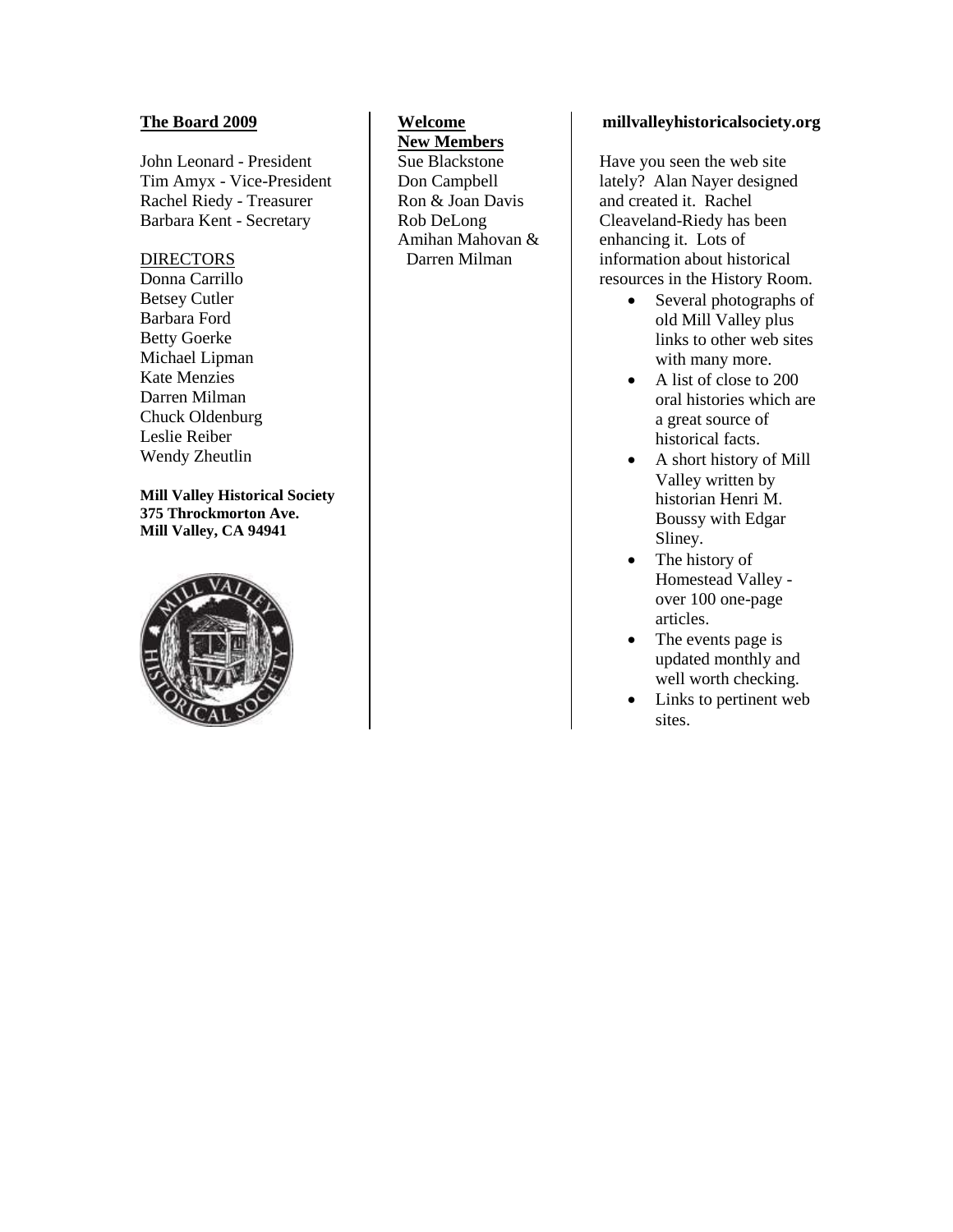**The Board 2009**

John Leonard - President
Tim Amyx - Vice-President
Rachel Riedy - Treasurer
Barbara Kent - Secretary

DIRECTORS

Donna Carrillo
Betsey Cutler
Barbara Ford
Betty Goerke
Michael Lipman
Kate Menzies
Darren Milman
Chuck Oldenburg
Leslie Reiber
Wendy Zheutlin

**Mill Valley Historical Society**
**375 Throckmorton Ave.**
**Mill Valley, CA 94941**

**Welcome New Members**

Sue Blackstone
Don Campbell
Ron & Joan Davis
Rob DeLong
Amihan Mahovan & Darren Milman

**millvalleyhistoricalsociety.org**

Have you seen the web site lately? Alan Nayer designed and created it. Rachel Cleaveland-Riedy has been enhancing it. Lots of information about historical resources in the History Room.

- Several photographs of old Mill Valley plus links to other web sites with many more.
- A list of close to 200 oral histories which are a great source of historical facts.
- A short history of Mill Valley written by historian Henri M. Boussy with Edgar Sliney.
- The history of Homestead Valley - over 100 one-page articles.
- The events page is updated monthly and well worth checking.
- Links to pertinent web sites.